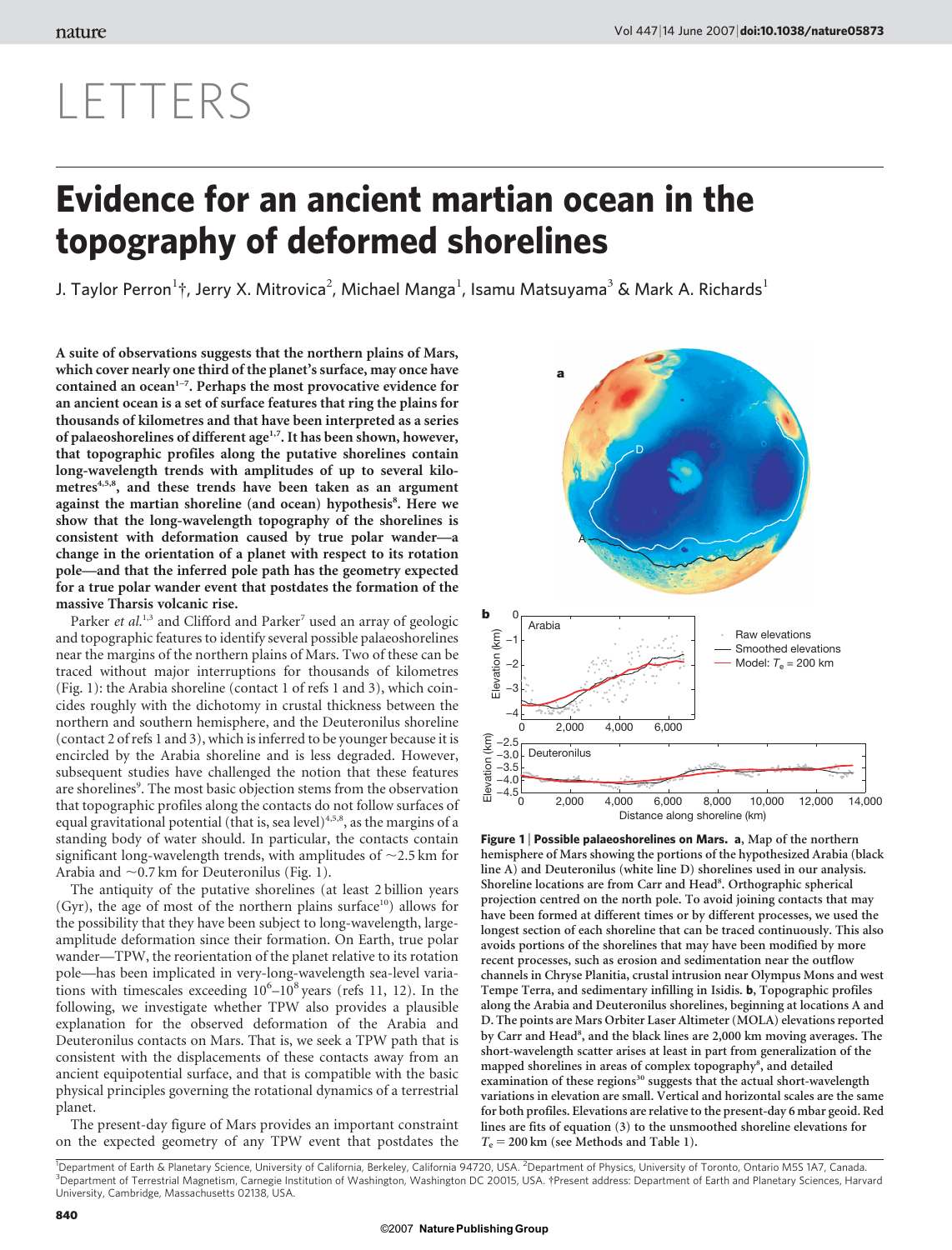# LETTERS

# Evidence for an ancient martian ocean in the topography of deformed shorelines

J. Taylor Perron[1]†, Jerry X. Mitrovica[2], Michael Manga[1], Isamu Matsuyama[3] & Mark A. Richards[1]

**A suite of observations suggests that the northern plains of Mars, which cover nearly one third of the planet's surface, may once have contained an ocean[1–7]. Perhaps the most provocative evidence for an ancient ocean is a set of surface features that ring the plains for thousands of kilometres and that have been interpreted as a series of palaeoshorelines of different age[1,7]. It has been shown, however, that topographic profiles along the putative shorelines contain long-wavelength trends with amplitudes of up to several kilometres[4,5,8], and these trends have been taken as an argument against the martian shoreline (and ocean) hypothesis[8]. Here we show that the long-wavelength topography of the shorelines is consistent with deformation caused by true polar wander—a change in the orientation of a planet with respect to its rotation pole—and that the inferred pole path has the geometry expected for a true polar wander event that postdates the formation of the massive Tharsis volcanic rise.**

Parker *et al.*[1,3] and Clifford and Parker[7] used an array of geologic and topographic features to identify several possible palaeoshorelines near the margins of the northern plains of Mars. Two of these can be traced without major interruptions for thousands of kilometres (Fig. 1): the Arabia shoreline (contact 1 of refs 1 and 3), which coincides roughly with the dichotomy in crustal thickness between the northern and southern hemisphere, and the Deuteronilus shoreline (contact 2 of refs 1 and 3), which is inferred to be younger because it is encircled by the Arabia shoreline and is less degraded. However, subsequent studies have challenged the notion that these features are shorelines[9]. The most basic objection stems from the observation that topographic profiles along the contacts do not follow surfaces of equal gravitational potential (that is, sea level)[4,5,8], as the margins of a standing body of water should. In particular, the contacts contain significant long-wavelength trends, with amplitudes of ~2.5 km for Arabia and ~0.7 km for Deuteronilus (Fig. 1).

The antiquity of the putative shorelines (at least 2 billion years (Gyr), the age of most of the northern plains surface[10]) allows for the possibility that they have been subject to long-wavelength, large-amplitude deformation since their formation. On Earth, true polar wander—TPW, the reorientation of the planet relative to its rotation pole—has been implicated in very-long-wavelength sea-level variations with timescales exceeding $10^6$–$10^8$ years (refs 11, 12). In the following, we investigate whether TPW also provides a plausible explanation for the observed deformation of the Arabia and Deuteronilus contacts on Mars. That is, we seek a TPW path that is consistent with the displacements of these contacts away from an ancient equipotential surface, and that is compatible with the basic physical principles governing the rotational dynamics of a terrestrial planet.

The present-day figure of Mars provides an important constraint on the expected geometry of any TPW event that postdates the

**Figure 1 | Possible palaeoshorelines on Mars. a**, Map of the northern hemisphere of Mars showing the portions of the hypothesized Arabia (black line A) and Deuteronilus (white line D) shorelines used in our analysis. Shoreline locations are from Carr and Head[8]. Orthographic spherical projection centred on the north pole. To avoid joining contacts that may have been formed at different times or by different processes, we used the longest section of each shoreline that can be traced continuously. This also avoids portions of the shorelines that may have been modified by more recent processes, such as erosion and sedimentation near the outflow channels in Chryse Planitia, crustal intrusion near Olympus Mons and west Tempe Terra, and sedimentary infilling in Isidis. **b**, Topographic profiles along the Arabia and Deuteronilus shorelines, beginning at locations A and D. The points are Mars Orbiter Laser Altimeter (MOLA) elevations reported by Carr and Head[8], and the black lines are 2,000 km moving averages. The short-wavelength scatter arises at least in part from generalization of the mapped shorelines in areas of complex topography[8], and detailed examination of these regions[30] suggests that the actual short-wavelength variations in elevation are small. Vertical and horizontal scales are the same for both profiles. Elevations are relative to the present-day 6 mbar geoid. Red lines are fits of equation (3) to the unsmoothed shoreline elevations for $T_e$ = 200 km (see Methods and Table 1).

[1]Department of Earth & Planetary Science, University of California, Berkeley, California 94720, USA. [2]Department of Physics, University of Toronto, Ontario M5S 1A7, Canada. [3]Department of Terrestrial Magnetism, Carnegie Institution of Washington, Washington DC 20015, USA. †Present address: Department of Earth and Planetary Sciences, Harvard University, Cambridge, Massachusetts 02138, USA.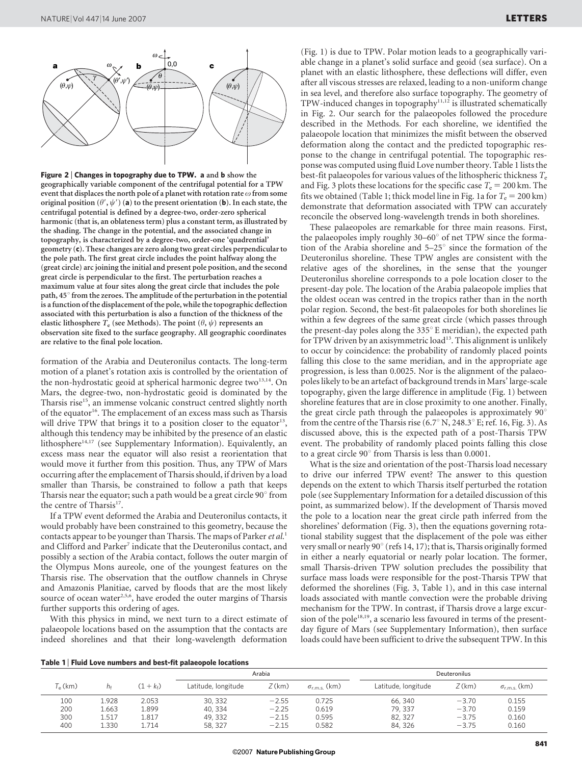Figure 2 | Changes in topography due to TPW. a and b show the geographically variable component of the centrifugal potential for a TPW event that displaces the north pole of a planet with rotation rate $\omega$ from some original position ($\theta'$, $\psi'$) (a) to the present orientation (b). In each state, the centrifugal potential is defined by a degree-two, order-zero spherical harmonic (that is, an oblateness term) plus a constant term, as illustrated by the shading. The change in the potential, and the associated change in topography, is characterized by a degree-two, order-one 'quadrential' geometry (c). These changes are zero along two great circles perpendicular to the pole path. The first great circle includes the point halfway along the (great circle) arc joining the initial and present pole position, and the second great circle is perpendicular to the first. The perturbation reaches a maximum value at four sites along the great circle that includes the pole path, 45° from the zeroes. The amplitude of the perturbation in the potential is a function of the displacement of the pole, while the topographic deflection associated with this perturbation is also a function of the thickness of the elastic lithosphere $T_e$ (see Methods). The point ($\theta$, $\psi$) represents an observation site fixed to the surface geography. All geographic coordinates are relative to the final pole location.

formation of the Arabia and Deuteronilus contacts. The long-term motion of a planet's rotation axis is controlled by the orientation of the non-hydrostatic geoid at spherical harmonic degree two[13,14]. On Mars, the degree-two, non-hydrostatic geoid is dominated by the Tharsis rise[15], an immense volcanic construct centred slightly north of the equator[16]. The emplacement of an excess mass such as Tharsis will drive TPW that brings it to a position closer to the equator[13], although this tendency may be inhibited by the presence of an elastic lithosphere[14,17] (see Supplementary Information). Equivalently, an excess mass near the equator will also resist a reorientation that would move it further from this position. Thus, any TPW of Mars occurring after the emplacement of Tharsis should, if driven by a load smaller than Tharsis, be constrained to follow a path that keeps Tharsis near the equator; such a path would be a great circle 90° from the centre of Tharsis[17].

If a TPW event deformed the Arabia and Deuteronilus contacts, it would probably have been constrained to this geometry, because the contacts appear to be younger than Tharsis. The maps of Parker *et al.*[1] and Clifford and Parker[7] indicate that the Deuteronilus contact, and possibly a section of the Arabia contact, follows the outer margin of the Olympus Mons aureole, one of the youngest features on the Tharsis rise. The observation that the outflow channels in Chryse and Amazonis Planitiae, carved by floods that are the most likely source of ocean water[2,5,6], have eroded the outer margins of Tharsis further supports this ordering of ages.

With this physics in mind, we next turn to a direct estimate of palaeopole locations based on the assumption that the contacts are indeed shorelines and that their long-wavelength deformation (Fig. 1) is due to TPW. Polar motion leads to a geographically variable change in a planet's solid surface and geoid (sea surface). On a planet with an elastic lithosphere, these deflections will differ, even after all viscous stresses are relaxed, leading to a non-uniform change in sea level, and therefore also surface topography. The geometry of TPW-induced changes in topography[11,12] is illustrated schematically in Fig. 2. Our search for the palaeopoles followed the procedure described in the Methods. For each shoreline, we identified the palaeopole location that minimizes the misfit between the observed deformation along the contact and the predicted topographic response to the change in centrifugal potential. The topographic response was computed using fluid Love number theory. Table 1 lists the best-fit palaeopoles for various values of the lithospheric thickness $T_e$ and Fig. 3 plots these locations for the specific case $T_e = 200$ km. The fits we obtained (Table 1; thick model line in Fig. 1a for $T_e = 200$ km) demonstrate that deformation associated with TPW can accurately reconcile the observed long-wavelength trends in both shorelines.

These palaeopoles are remarkable for three main reasons. First, the palaeopoles imply roughly 30–60° of net TPW since the formation of the Arabia shoreline and 5–25° since the formation of the Deuteronilus shoreline. These TPW angles are consistent with the relative ages of the shorelines, in the sense that the younger Deuteronilus shoreline corresponds to a pole location closer to the present-day pole. The location of the Arabia palaeopole implies that the oldest ocean was centred in the tropics rather than in the north polar region. Second, the best-fit palaeopoles for both shorelines lie within a few degrees of the same great circle (which passes through the present-day poles along the 335° E meridian), the expected path for TPW driven by an axisymmetric load[13]. This alignment is unlikely to occur by coincidence: the probability of randomly placed points falling this close to the same meridian, and in the appropriate age progression, is less than 0.0025. Nor is the alignment of the palaeopoles likely to be an artefact of background trends in Mars' large-scale topography, given the large difference in amplitude (Fig. 1) between shoreline features that are in close proximity to one another. Finally, the great circle path through the palaeopoles is approximately 90° from the centre of the Tharsis rise (6.7° N, 248.3° E; ref. 16, Fig. 3). As discussed above, this is the expected path of a post-Tharsis TPW event. The probability of randomly placed points falling this close to a great circle 90° from Tharsis is less than 0.0001.

What is the size and orientation of the post-Tharsis load necessary to drive our inferred TPW event? The answer to this question depends on the extent to which Tharsis itself perturbed the rotation pole (see Supplementary Information for a detailed discussion of this point, as summarized below). If the development of Tharsis moved the pole to a location near the great circle path inferred from the shorelines' deformation (Fig. 3), then the equations governing rotational stability suggest that the displacement of the pole was either very small or nearly 90° (refs 14, 17); that is, Tharsis originally formed in either a nearly equatorial or nearly polar location. The former, small Tharsis-driven TPW solution precludes the possibility that surface mass loads were responsible for the post-Tharsis TPW that deformed the shorelines (Fig. 3, Table 1), and in this case internal loads associated with mantle convection were the probable driving mechanism for the TPW. In contrast, if Tharsis drove a large excursion of the pole[18,19], a scenario less favoured in terms of the present-day figure of Mars (see Supplementary Information), then surface loads could have been sufficient to drive the subsequent TPW. In this

**Table 1 | Fluid Love numbers and best-fit palaeopole locations**

| | | | Arabia | | | Deuteronilus | | |
|---|---|---|---|---|---|---|---|---|
| $T_e$ (km) | $h_f$ | $(1 + k_f)$ | Latitude, longitude | $Z$ (km) | $\sigma_{r.m.s.}$ (km) | Latitude, longitude | $Z$ (km) | $\sigma_{r.m.s.}$ (km) |
| 100 | 1.928 | 2.053 | 30, 332 | −2.55 | 0.725 | 66, 340 | −3.70 | 0.155 |
| 200 | 1.663 | 1.899 | 40, 334 | −2.25 | 0.619 | 79, 337 | −3.70 | 0.159 |
| 300 | 1.517 | 1.817 | 49, 332 | −2.15 | 0.595 | 82, 327 | −3.75 | 0.160 |
| 400 | 1.330 | 1.714 | 58, 327 | −2.15 | 0.582 | 84, 326 | −3.75 | 0.160 |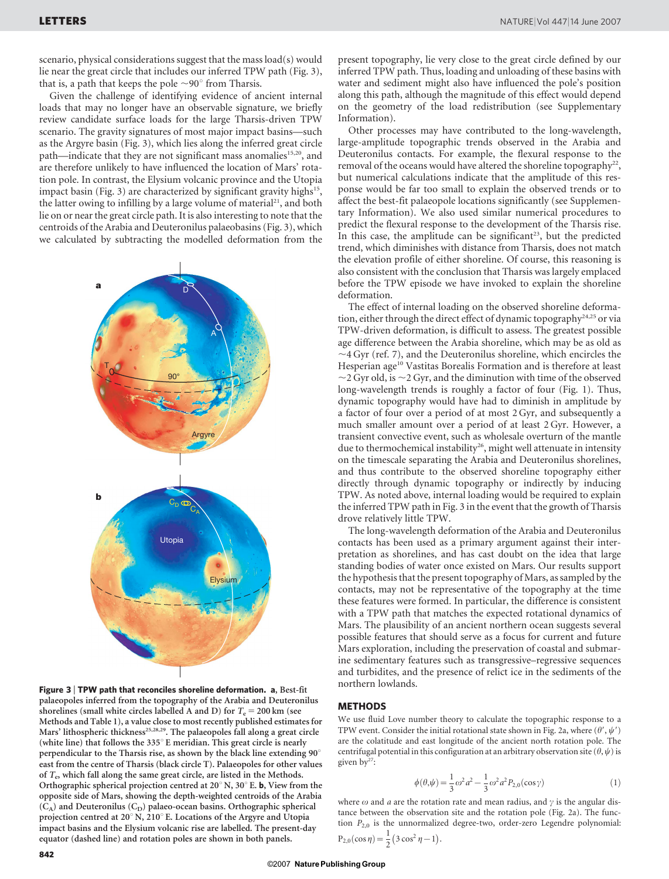scenario, physical considerations suggest that the mass load(s) would lie near the great circle that includes our inferred TPW path (Fig. 3), that is, a path that keeps the pole ~90° from Tharsis.

Given the challenge of identifying evidence of ancient internal loads that may no longer have an observable signature, we briefly review candidate surface loads for the large Tharsis-driven TPW scenario. The gravity signatures of most major impact basins—such as the Argyre basin (Fig. 3), which lies along the inferred great circle path—indicate that they are not significant mass anomalies[15,20], and are therefore unlikely to have influenced the location of Mars' rotation pole. In contrast, the Elysium volcanic province and the Utopia impact basin (Fig. 3) are characterized by significant gravity highs[15], the latter owing to infilling by a large volume of material[21], and both lie on or near the great circle path. It is also interesting to note that the centroids of the Arabia and Deuteronilus palaeobasins (Fig. 3), which we calculated by subtracting the modelled deformation from the present topography, lie very close to the great circle defined by our inferred TPW path. Thus, loading and unloading of these basins with water and sediment might also have influenced the pole's position along this path, although the magnitude of this effect would depend on the geometry of the load redistribution (see Supplementary Information).

Other processes may have contributed to the long-wavelength, large-amplitude topographic trends observed in the Arabia and Deuteronilus contacts. For example, the flexural response to the removal of the oceans would have altered the shoreline topography[22], but numerical calculations indicate that the amplitude of this response would be far too small to explain the observed trends or to affect the best-fit palaeopole locations significantly (see Supplementary Information). We also used similar numerical procedures to predict the flexural response to the development of the Tharsis rise. In this case, the amplitude can be significant[23], but the predicted trend, which diminishes with distance from Tharsis, does not match the elevation profile of either shoreline. Of course, this reasoning is also consistent with the conclusion that Tharsis was largely emplaced before the TPW episode we have invoked to explain the shoreline deformation.

The effect of internal loading on the observed shoreline deformation, either through the direct effect of dynamic topography[24,25] or via TPW-driven deformation, is difficult to assess. The greatest possible age difference between the Arabia shoreline, which may be as old as ~4 Gyr (ref. 7), and the Deuteronilus shoreline, which encircles the Hesperian age[10] Vastitas Borealis Formation and is therefore at least ~2 Gyr old, is ~2 Gyr, and the diminution with time of the observed long-wavelength trends is roughly a factor of four (Fig. 1). Thus, dynamic topography would have had to diminish in amplitude by a factor of four over a period of at most 2 Gyr, and subsequently a much smaller amount over a period of at least 2 Gyr. However, a transient convective event, such as wholesale overturn of the mantle due to thermochemical instability[26], might well attenuate in intensity on the timescale separating the Arabia and Deuteronilus shorelines, and thus contribute to the observed shoreline topography either directly through dynamic topography or indirectly by inducing TPW. As noted above, internal loading would be required to explain the inferred TPW path in Fig. 3 in the event that the growth of Tharsis drove relatively little TPW.

The long-wavelength deformation of the Arabia and Deuteronilus contacts has been used as a primary argument against their interpretation as shorelines, and has cast doubt on the idea that large standing bodies of water once existed on Mars. Our results support the hypothesis that the present topography of Mars, as sampled by the contacts, may not be representative of the topography at the time these features were formed. In particular, the difference is consistent with a TPW path that matches the expected rotational dynamics of Mars. The plausibility of an ancient northern ocean suggests several possible features that should serve as a focus for current and future Mars exploration, including the preservation of coastal and submarine sedimentary features such as transgressive–regressive sequences and turbidites, and the presence of relict ice in the sediments of the northern lowlands.

a

D

A

T

90°

Argyre

b

$C_D$ $C_A$

Utopia

Elysium

**Figure 3 | TPW path that reconciles shoreline deformation. a**, Best-fit palaeopoles inferred from the topography of the Arabia and Deuteronilus shorelines (small white circles labelled A and D) for $T_e = 200$ km (see Methods and Table 1), a value close to most recently published estimates for Mars' lithospheric thickness[25,28,29]. The palaeopoles fall along a great circle (white line) that follows the 335° E meridian. This great circle is nearly perpendicular to the Tharsis rise, as shown by the black line extending 90° east from the centre of Tharsis (black circle T). Palaeopoles for other values of $T_e$, which fall along the same great circle, are listed in the Methods. Orthographic spherical projection centred at 20° N, 30° E. **b**, View from the opposite side of Mars, showing the depth-weighted centroids of the Arabia ($C_A$) and Deuteronilus ($C_D$) palaeo-ocean basins. Orthographic spherical projection centred at 20° N, 210° E. Locations of the Argyre and Utopia impact basins and the Elysium volcanic rise are labelled. The present-day equator (dashed line) and rotation poles are shown in both panels.

## METHODS

We use fluid Love number theory to calculate the topographic response to a TPW event. Consider the initial rotational state shown in Fig. 2a, where $(\theta', \psi')$ are the colatitude and east longitude of the ancient north rotation pole. The centrifugal potential in this configuration at an arbitrary observation site $(\theta, \psi)$ is given by[27]:

$$\phi(\theta,\psi) = \frac{1}{3}\omega^2 a^2 - \frac{1}{3}\omega^2 a^2 P_{2,0}(\cos\gamma) \tag{1}$$

where $\omega$ and $a$ are the rotation rate and mean radius, and $\gamma$ is the angular distance between the observation site and the rotation pole (Fig. 2a). The function $P_{2,0}$ is the unnormalized degree-two, order-zero Legendre polynomial: $P_{2,0}(\cos\eta) = \frac{1}{2}(3\cos^2\eta - 1)$.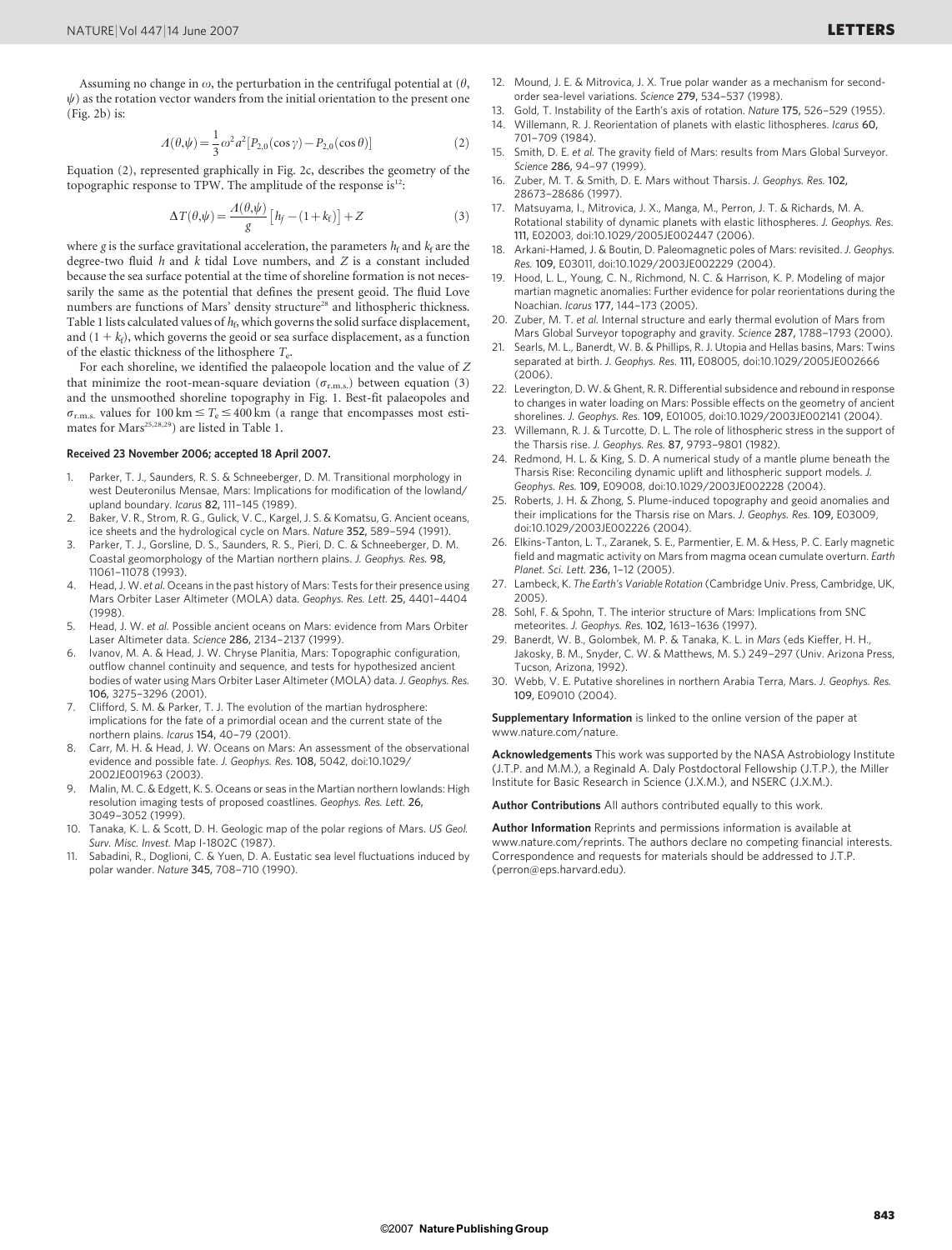Assuming no change in $\omega$, the perturbation in the centrifugal potential at ($\theta$, $\psi$) as the rotation vector wanders from the initial orientation to the present one (Fig. 2b) is:

$$\Lambda(\theta,\psi) = \frac{1}{3}\omega^2 a^2 [P_{2,0}(\cos\gamma) - P_{2,0}(\cos\theta)] \tag{2}$$

Equation (2), represented graphically in Fig. 2c, describes the geometry of the topographic response to TPW. The amplitude of the response is[12]:

$$\Delta T(\theta,\psi) = \frac{\Lambda(\theta,\psi)}{g}\left[h_f - (1+k_f)\right] + Z \tag{3}$$

where $g$ is the surface gravitational acceleration, the parameters $h_f$ and $k_f$ are the degree-two fluid $h$ and $k$ tidal Love numbers, and $Z$ is a constant included because the sea surface potential at the time of shoreline formation is not necessarily the same as the potential that defines the present geoid. The fluid Love numbers are functions of Mars' density structure[28] and lithospheric thickness. Table 1 lists calculated values of $h_f$, which governs the solid surface displacement, and $(1 + k_f)$, which governs the geoid or sea surface displacement, as a function of the elastic thickness of the lithosphere $T_e$.

For each shoreline, we identified the palaeopole location and the value of $Z$ that minimize the root-mean-square deviation ($\sigma_{r.m.s.}$) between equation (3) and the unsmoothed shoreline topography in Fig. 1. Best-fit palaeopoles and $\sigma_{r.m.s.}$ values for $100\,\text{km} \leq T_e \leq 400\,\text{km}$ (a range that encompasses most estimates for Mars[25,28,29]) are listed in Table 1.

**Received 23 November 2006; accepted 18 April 2007.**

1. Parker, T. J., Saunders, R. S. & Schneeberger, D. M. Transitional morphology in west Deuteronilus Mensae, Mars: Implications for modification of the lowland/upland boundary. *Icarus* **82,** 111–145 (1989).
2. Baker, V. R., Strom, R. G., Gulick, V. C., Kargel, J. S. & Komatsu, G. Ancient oceans, ice sheets and the hydrological cycle on Mars. *Nature* **352,** 589–594 (1991).
3. Parker, T. J., Gorsline, D. S., Saunders, R. S., Pieri, D. C. & Schneeberger, D. M. Coastal geomorphology of the Martian northern plains. *J. Geophys. Res.* **98,** 11061–11078 (1993).
4. Head, J. W. *et al.* Oceans in the past history of Mars: Tests for their presence using Mars Orbiter Laser Altimeter (MOLA) data. *Geophys. Res. Lett.* **25,** 4401–4404 (1998).
5. Head, J. W. *et al.* Possible ancient oceans on Mars: evidence from Mars Orbiter Laser Altimeter data. *Science* **286,** 2134–2137 (1999).
6. Ivanov, M. A. & Head, J. W. Chryse Planitia, Mars: Topographic configuration, outflow channel continuity and sequence, and tests for hypothesized ancient bodies of water using Mars Orbiter Laser Altimeter (MOLA) data. *J. Geophys. Res.* **106,** 3275–3296 (2001).
7. Clifford, S. M. & Parker, T. J. The evolution of the martian hydrosphere: implications for the fate of a primordial ocean and the current state of the northern plains. *Icarus* **154,** 40–79 (2001).
8. Carr, M. H. & Head, J. W. Oceans on Mars: An assessment of the observational evidence and possible fate. *J. Geophys. Res.* **108,** 5042, doi:10.1029/2002JE001963 (2003).
9. Malin, M. C. & Edgett, K. S. Oceans or seas in the Martian northern lowlands: High resolution imaging tests of proposed coastlines. *Geophys. Res. Lett.* **26,** 3049–3052 (1999).
10. Tanaka, K. L. & Scott, D. H. Geologic map of the polar regions of Mars. *US Geol. Surv. Misc. Invest.* Map I-1802C (1987).
11. Sabadini, R., Doglioni, C. & Yuen, D. A. Eustatic sea level fluctuations induced by polar wander. *Nature* **345,** 708–710 (1990).
12. Mound, J. E. & Mitrovica, J. X. True polar wander as a mechanism for second-order sea-level variations. *Science* **279,** 534–537 (1998).
13. Gold, T. Instability of the Earth's axis of rotation. *Nature* **175,** 526–529 (1955).
14. Willemann, R. J. Reorientation of planets with elastic lithospheres. *Icarus* **60,** 701–709 (1984).
15. Smith, D. E. *et al.* The gravity field of Mars: results from Mars Global Surveyor. *Science* **286,** 94–97 (1999).
16. Zuber, M. T. & Smith, D. E. Mars without Tharsis. *J. Geophys. Res.* **102,** 28673–28686 (1997).
17. Matsuyama, I., Mitrovica, J. X., Manga, M., Perron, J. T. & Richards, M. A. Rotational stability of dynamic planets with elastic lithospheres. *J. Geophys. Res.* **111,** E02003, doi:10.1029/2005JE002447 (2006).
18. Arkani-Hamed, J. & Boutin, D. Paleomagnetic poles of Mars: revisited. *J. Geophys. Res.* **109,** E03011, doi:10.1029/2003JE002229 (2004).
19. Hood, L. L., Young, C. N., Richmond, N. C. & Harrison, K. P. Modeling of major martian magnetic anomalies: Further evidence for polar reorientations during the Noachian. *Icarus* **177,** 144–173 (2005).
20. Zuber, M. T. *et al.* Internal structure and early thermal evolution of Mars from Mars Global Surveyor topography and gravity. *Science* **287,** 1788–1793 (2000).
21. Searls, M. L., Banerdt, W. B. & Phillips, R. J. Utopia and Hellas basins, Mars: Twins separated at birth. *J. Geophys. Res.* **111,** E08005, doi:10.1029/2005JE002666 (2006).
22. Leverington, D. W. & Ghent, R. R. Differential subsidence and rebound in response to changes in water loading on Mars: Possible effects on the geometry of ancient shorelines. *J. Geophys. Res.* **109,** E01005, doi:10.1029/2003JE002141 (2004).
23. Willemann, R. J. & Turcotte, D. L. The role of lithospheric stress in the support of the Tharsis rise. *J. Geophys. Res.* **87,** 9793–9801 (1982).
24. Redmond, H. L. & King, S. D. A numerical study of a mantle plume beneath the Tharsis Rise: Reconciling dynamic uplift and lithospheric support models. *J. Geophys. Res.* **109,** E09008, doi:10.1029/2003JE002228 (2004).
25. Roberts, J. H. & Zhong, S. Plume-induced topography and geoid anomalies and their implications for the Tharsis rise on Mars. *J. Geophys. Res.* **109,** E03009, doi:10.1029/2003JE002226 (2004).
26. Elkins-Tanton, L. T., Zaranek, S. E., Parmentier, E. M. & Hess, P. C. Early magnetic field and magmatic activity on Mars from magma ocean cumulate overturn. *Earth Planet. Sci. Lett.* **236,** 1–12 (2005).
27. Lambeck, K. *The Earth's Variable Rotation* (Cambridge Univ. Press, Cambridge, UK, 2005).
28. Sohl, F. & Spohn, T. The interior structure of Mars: Implications from SNC meteorites. *J. Geophys. Res.* **102,** 1613–1636 (1997).
29. Banerdt, W. B., Golombek, M. P. & Tanaka, K. L. in *Mars* (eds Kieffer, H. H., Jakosky, B. M., Snyder, C. W. & Matthews, M. S.) 249–297 (Univ. Arizona Press, Tucson, Arizona, 1992).
30. Webb, V. E. Putative shorelines in northern Arabia Terra, Mars. *J. Geophys. Res.* **109,** E09010 (2004).

**Supplementary Information** is linked to the online version of the paper at www.nature.com/nature.

**Acknowledgements** This work was supported by the NASA Astrobiology Institute (J.T.P. and M.M.), a Reginald A. Daly Postdoctoral Fellowship (J.T.P.), the Miller Institute for Basic Research in Science (J.X.M.), and NSERC (J.X.M.).

**Author Contributions** All authors contributed equally to this work.

**Author Information** Reprints and permissions information is available at www.nature.com/reprints. The authors declare no competing financial interests. Correspondence and requests for materials should be addressed to J.T.P. (perron@eps.harvard.edu).